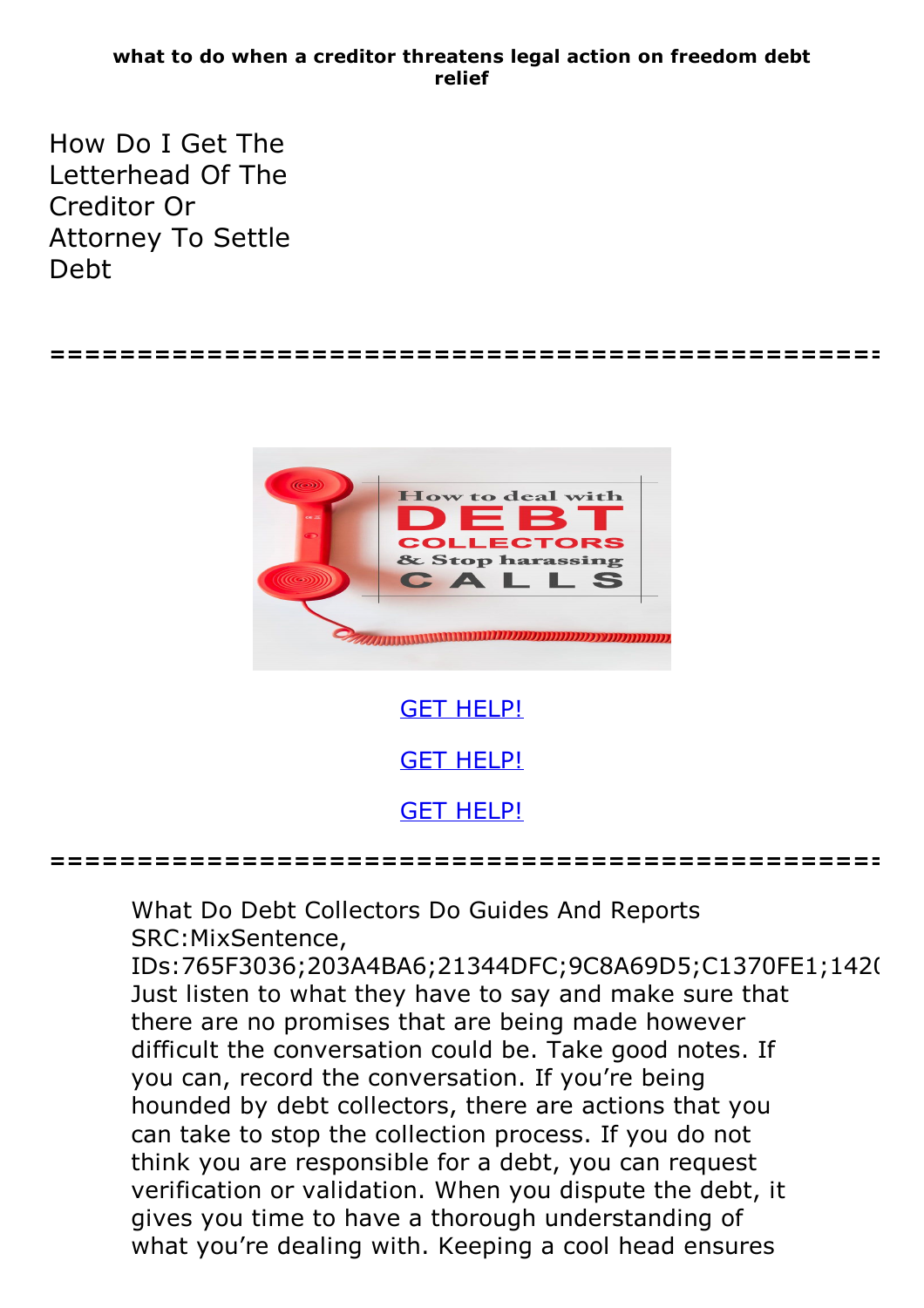**what to do when a creditor threatens legal action on freedom debt relief**

# How Do I Get The Letterhead Of The Creditor Or Attorney To Settle Debt

================================================================

GET HELP!

GET HELP!

GET HELP!

================================================================

What Do Debt Collectors Do Guides And Reports SRC:MixSentence, IDs:765F3036;203A4BA6;21344DFC;9C8A69D5;C1370FE1;142( Just listen to what they have to say and make sure that there are no promises that are being made however difficult the conversation could be. Take good notes. If you can, record the conversation. If you're being hounded by debt collectors, there are actions that you can take to stop the collection process. If you do not think you are responsible for a debt, you can request verification or validation. When you dispute the debt, it gives you time to have a thorough understanding of what you're dealing with. Keeping a cool head ensures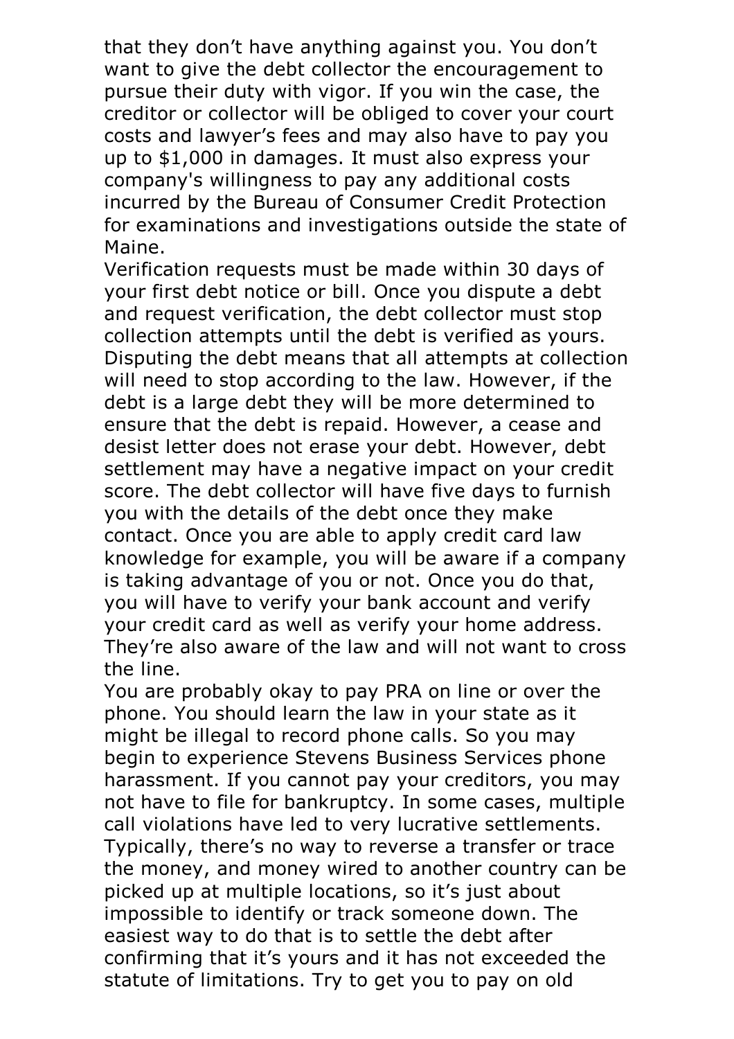that they don’t have anything against you. You don’t want to give the debt collector the encouragement to pursue their duty with vigor. If you win the case, the creditor or collector will be obliged to cover your court costs and lawyer’s fees and may also have to pay you up to $1,000 in damages. It must also express your company's willingness to pay any additional costs incurred by the Bureau of Consumer Credit Protection for examinations and investigations outside the state of Maine.

Verification requests must be made within 30 days of your first debt notice or bill. Once you dispute a debt and request verification, the debt collector must stop collection attempts until the debt is verified as yours. Disputing the debt means that all attempts at collection will need to stop according to the law. However, if the debt is a large debt they will be more determined to ensure that the debt is repaid. However, a cease and desist letter does not erase your debt. However, debt settlement may have a negative impact on your credit score. The debt collector will have five days to furnish you with the details of the debt once they make contact. Once you are able to apply credit card law knowledge for example, you will be aware if a company is taking advantage of you or not. Once you do that, you will have to verify your bank account and verify your credit card as well as verify your home address. They’re also aware of the law and will not want to cross the line.

You are probably okay to pay PRA on line or over the phone. You should learn the law in your state as it might be illegal to record phone calls. So you may begin to experience Stevens Business Services phone harassment. If you cannot pay your creditors, you may not have to file for bankruptcy. In some cases, multiple call violations have led to very lucrative settlements. Typically, there’s no way to reverse a transfer or trace the money, and money wired to another country can be picked up at multiple locations, so it’s just about impossible to identify or track someone down. The easiest way to do that is to settle the debt after confirming that it’s yours and it has not exceeded the statute of limitations. Try to get you to pay on old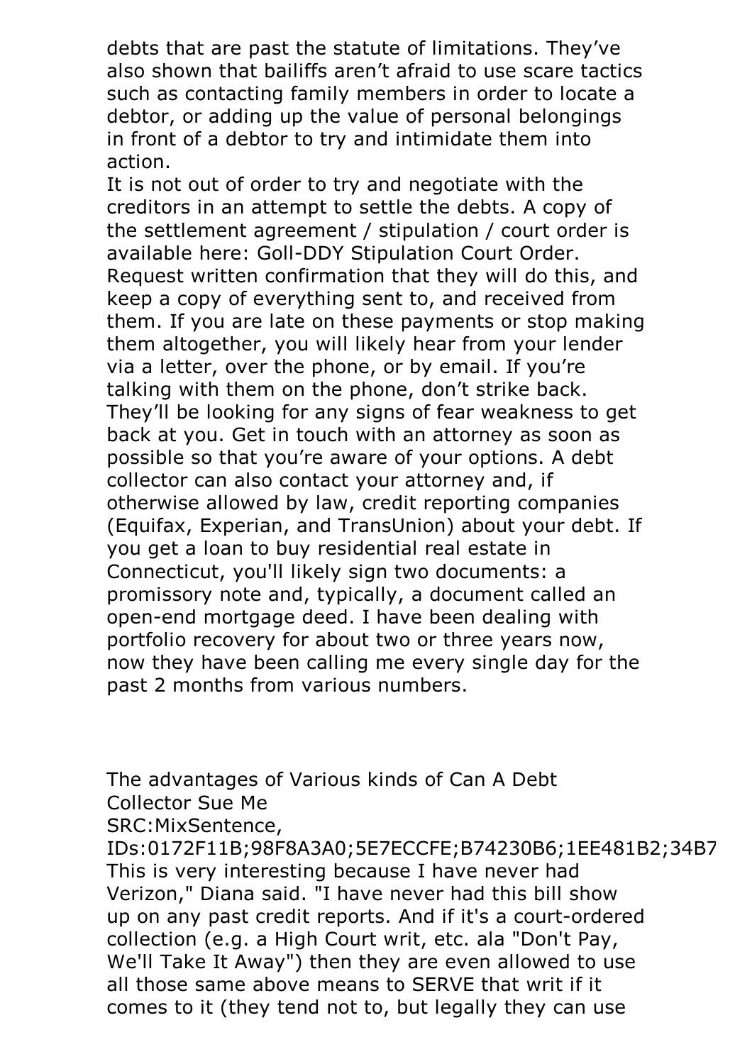debts that are past the statute of limitations. They've also shown that bailiffs aren't afraid to use scare tactics such as contacting family members in order to locate a debtor, or adding up the value of personal belongings in front of a debtor to try and intimidate them into action.

It is not out of order to try and negotiate with the creditors in an attempt to settle the debts. A copy of the settlement agreement / stipulation / court order is available here: Goll-DDY Stipulation Court Order. Request written confirmation that they will do this, and keep a copy of everything sent to, and received from them. If you are late on these payments or stop making them altogether, you will likely hear from your lender via a letter, over the phone, or by email. If you're talking with them on the phone, don't strike back. They'll be looking for any signs of fear weakness to get back at you. Get in touch with an attorney as soon as possible so that you're aware of your options. A debt collector can also contact your attorney and, if otherwise allowed by law, credit reporting companies (Equifax, Experian, and TransUnion) about your debt. If you get a loan to buy residential real estate in Connecticut, you'll likely sign two documents: a promissory note and, typically, a document called an open-end mortgage deed. I have been dealing with portfolio recovery for about two or three years now, now they have been calling me every single day for the past 2 months from various numbers.

The advantages of Various kinds of Can A Debt Collector Sue Me

SRC:MixSentence,
IDs:0172F11B;98F8A3A0;5E7ECCFE;B74230B6;1EE481B2;34B7

This is very interesting because I have never had Verizon," Diana said. "I have never had this bill show up on any past credit reports. And if it's a court-ordered collection (e.g. a High Court writ, etc. ala "Don't Pay, We'll Take It Away") then they are even allowed to use all those same above means to SERVE that writ if it comes to it (they tend not to, but legally they can use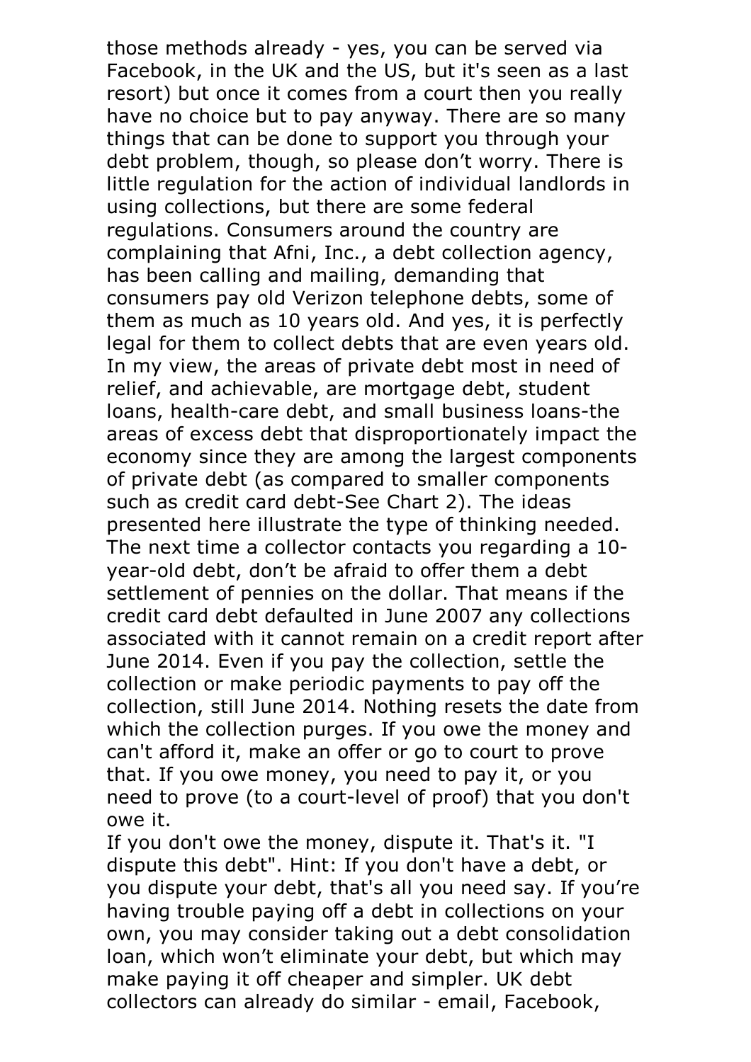those methods already - yes, you can be served via Facebook, in the UK and the US, but it's seen as a last resort) but once it comes from a court then you really have no choice but to pay anyway. There are so many things that can be done to support you through your debt problem, though, so please don't worry. There is little regulation for the action of individual landlords in using collections, but there are some federal regulations. Consumers around the country are complaining that Afni, Inc., a debt collection agency, has been calling and mailing, demanding that consumers pay old Verizon telephone debts, some of them as much as 10 years old. And yes, it is perfectly legal for them to collect debts that are even years old. In my view, the areas of private debt most in need of relief, and achievable, are mortgage debt, student loans, health-care debt, and small business loans-the areas of excess debt that disproportionately impact the economy since they are among the largest components of private debt (as compared to smaller components such as credit card debt-See Chart 2). The ideas presented here illustrate the type of thinking needed. The next time a collector contacts you regarding a 10-year-old debt, don't be afraid to offer them a debt settlement of pennies on the dollar. That means if the credit card debt defaulted in June 2007 any collections associated with it cannot remain on a credit report after June 2014. Even if you pay the collection, settle the collection or make periodic payments to pay off the collection, still June 2014. Nothing resets the date from which the collection purges. If you owe the money and can't afford it, make an offer or go to court to prove that. If you owe money, you need to pay it, or you need to prove (to a court-level of proof) that you don't owe it.

If you don't owe the money, dispute it. That's it. "I dispute this debt". Hint: If you don't have a debt, or you dispute your debt, that's all you need say. If you're having trouble paying off a debt in collections on your own, you may consider taking out a debt consolidation loan, which won't eliminate your debt, but which may make paying it off cheaper and simpler. UK debt collectors can already do similar - email, Facebook,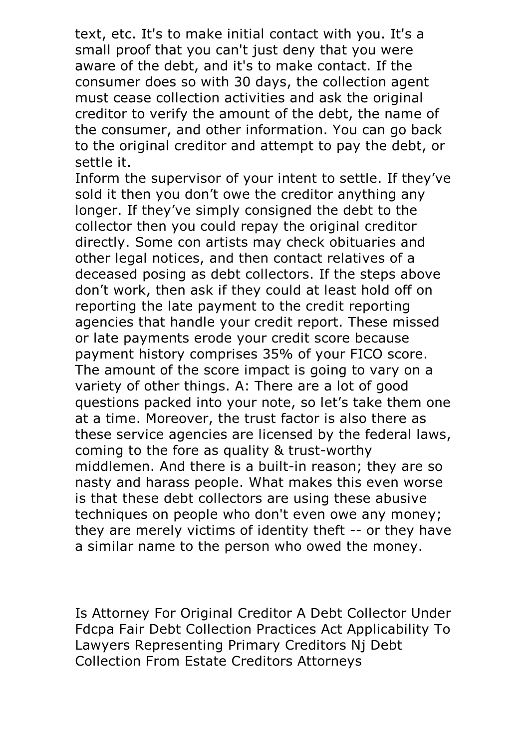text, etc. It's to make initial contact with you. It's a small proof that you can't just deny that you were aware of the debt, and it's to make contact. If the consumer does so with 30 days, the collection agent must cease collection activities and ask the original creditor to verify the amount of the debt, the name of the consumer, and other information. You can go back to the original creditor and attempt to pay the debt, or settle it.

Inform the supervisor of your intent to settle. If they've sold it then you don't owe the creditor anything any longer. If they've simply consigned the debt to the collector then you could repay the original creditor directly. Some con artists may check obituaries and other legal notices, and then contact relatives of a deceased posing as debt collectors. If the steps above don't work, then ask if they could at least hold off on reporting the late payment to the credit reporting agencies that handle your credit report. These missed or late payments erode your credit score because payment history comprises 35% of your FICO score. The amount of the score impact is going to vary on a variety of other things. A: There are a lot of good questions packed into your note, so let's take them one at a time. Moreover, the trust factor is also there as these service agencies are licensed by the federal laws, coming to the fore as quality & trust-worthy middlemen. And there is a built-in reason; they are so nasty and harass people. What makes this even worse is that these debt collectors are using these abusive techniques on people who don't even owe any money; they are merely victims of identity theft -- or they have a similar name to the person who owed the money.

Is Attorney For Original Creditor A Debt Collector Under Fdcpa Fair Debt Collection Practices Act Applicability To Lawyers Representing Primary Creditors Nj Debt Collection From Estate Creditors Attorneys